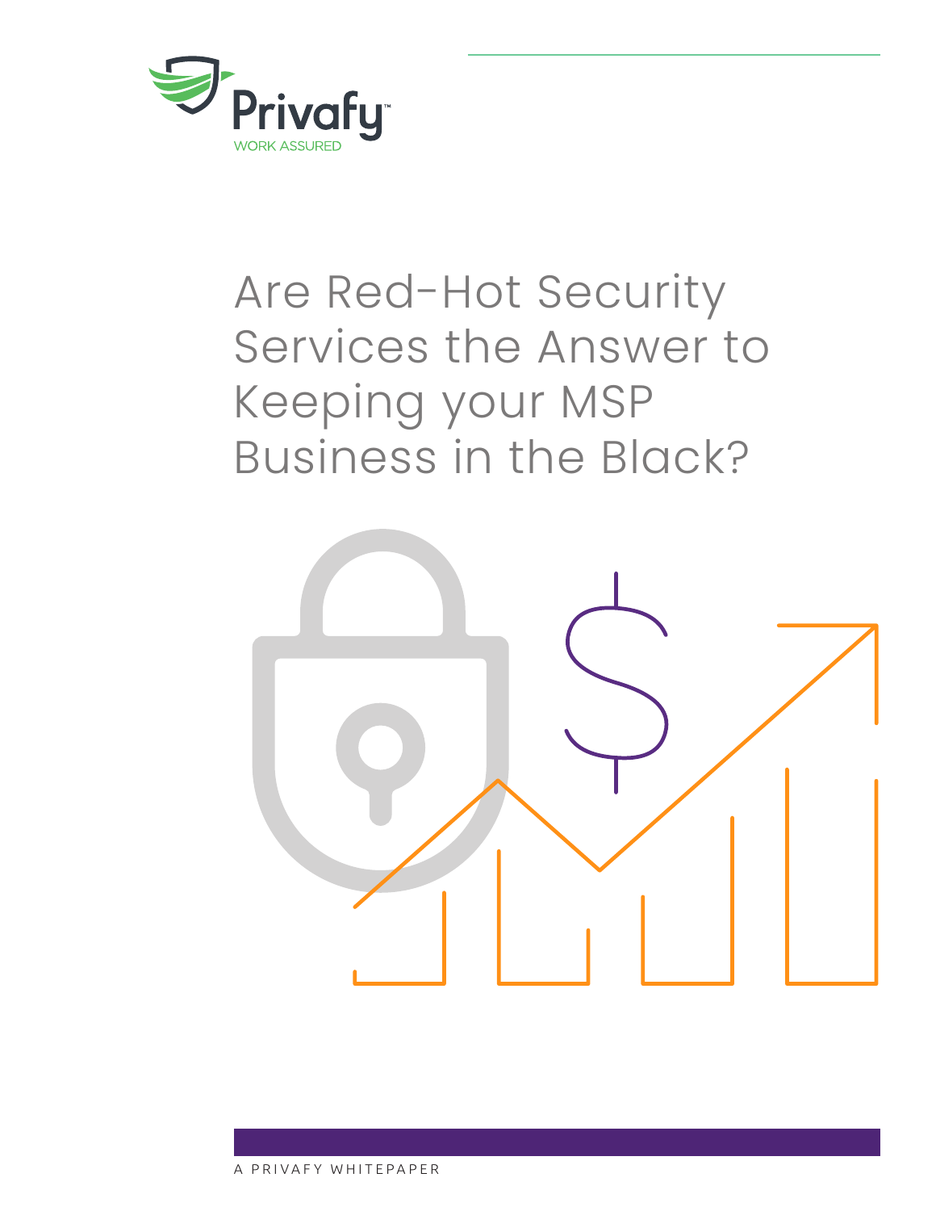Privafy™

WORK ASSURED

# Are Red-Hot Security Services the Answer to Keeping your MSP Business in the Black?

A PRIVAFY WHITEPAPER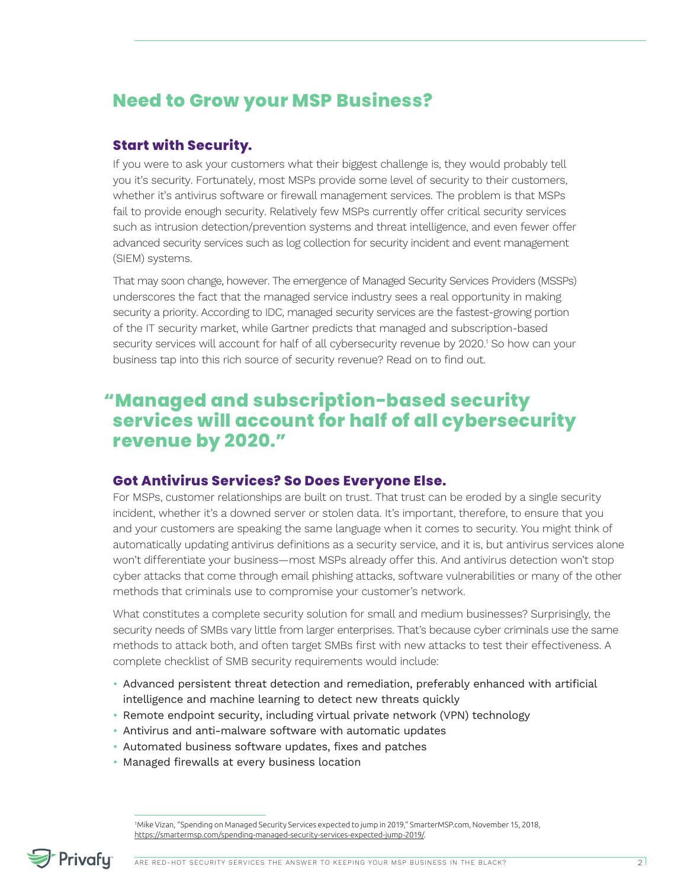# Need to Grow your MSP Business?

## Start with Security.

If you were to ask your customers what their biggest challenge is, they would probably tell you it's security. Fortunately, most MSPs provide some level of security to their customers, whether it's antivirus software or firewall management services. The problem is that MSPs fail to provide enough security. Relatively few MSPs currently offer critical security services such as intrusion detection/prevention systems and threat intelligence, and even fewer offer advanced security services such as log collection for security incident and event management (SIEM) systems.

That may soon change, however. The emergence of Managed Security Services Providers (MSSPs) underscores the fact that the managed service industry sees a real opportunity in making security a priority. According to IDC, managed security services are the fastest-growing portion of the IT security market, while Gartner predicts that managed and subscription-based security services will account for half of all cybersecurity revenue by 2020.[1] So how can your business tap into this rich source of security revenue? Read on to find out.

> **"Managed and subscription-based security services will account for half of all cybersecurity revenue by 2020."**

## Got Antivirus Services? So Does Everyone Else.

For MSPs, customer relationships are built on trust. That trust can be eroded by a single security incident, whether it's a downed server or stolen data. It's important, therefore, to ensure that you and your customers are speaking the same language when it comes to security. You might think of automatically updating antivirus definitions as a security service, and it is, but antivirus services alone won't differentiate your business—most MSPs already offer this. And antivirus detection won't stop cyber attacks that come through email phishing attacks, software vulnerabilities or many of the other methods that criminals use to compromise your customer's network.

What constitutes a complete security solution for small and medium businesses? Surprisingly, the security needs of SMBs vary little from larger enterprises. That's because cyber criminals use the same methods to attack both, and often target SMBs first with new attacks to test their effectiveness. A complete checklist of SMB security requirements would include:

- Advanced persistent threat detection and remediation, preferably enhanced with artificial intelligence and machine learning to detect new threats quickly
- Remote endpoint security, including virtual private network (VPN) technology
- Antivirus and anti-malware software with automatic updates
- Automated business software updates, fixes and patches
- Managed firewalls at every business location

[1] Mike Vizan, "Spending on Managed Security Services expected to jump in 2019," SmarterMSP.com, November 15, 2018, https://smartermsp.com/spending-managed-security-services-expected-jump-2019/.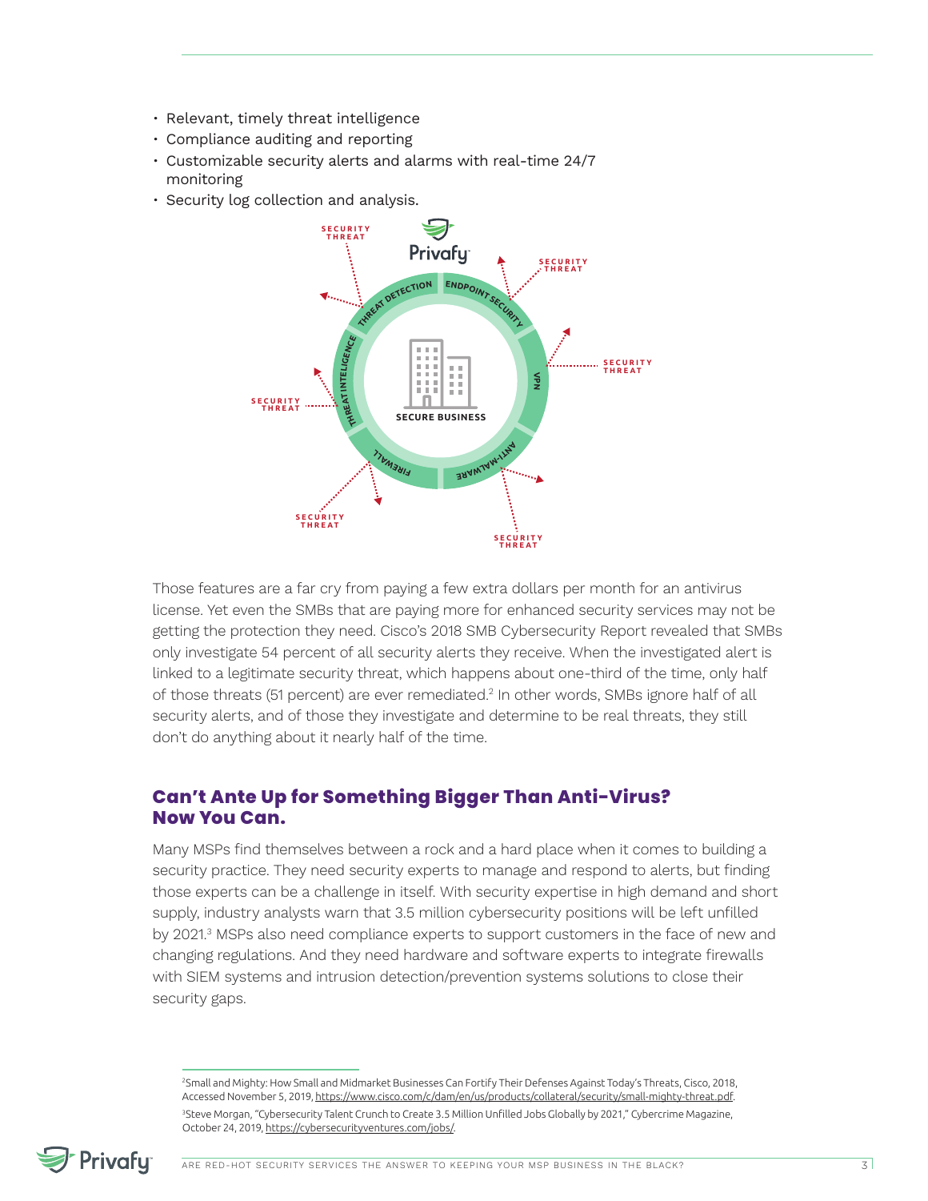- Relevant, timely threat intelligence
- Compliance auditing and reporting
- Customizable security alerts and alarms with real-time 24/7 monitoring
- Security log collection and analysis.

Those features are a far cry from paying a few extra dollars per month for an antivirus license. Yet even the SMBs that are paying more for enhanced security services may not be getting the protection they need. Cisco's 2018 SMB Cybersecurity Report revealed that SMBs only investigate 54 percent of all security alerts they receive. When the investigated alert is linked to a legitimate security threat, which happens about one-third of the time, only half of those threats (51 percent) are ever remediated.[2] In other words, SMBs ignore half of all security alerts, and of those they investigate and determine to be real threats, they still don't do anything about it nearly half of the time.

## Can't Ante Up for Something Bigger Than Anti-Virus? Now You Can.

Many MSPs find themselves between a rock and a hard place when it comes to building a security practice. They need security experts to manage and respond to alerts, but finding those experts can be a challenge in itself. With security expertise in high demand and short supply, industry analysts warn that 3.5 million cybersecurity positions will be left unfilled by 2021.[3] MSPs also need compliance experts to support customers in the face of new and changing regulations. And they need hardware and software experts to integrate firewalls with SIEM systems and intrusion detection/prevention systems solutions to close their security gaps.

---

[2] Small and Mighty: How Small and Midmarket Businesses Can Fortify Their Defenses Against Today's Threats, Cisco, 2018, Accessed November 5, 2019, https://www.cisco.com/c/dam/en/us/products/collateral/security/small-mighty-threat.pdf.

[3] Steve Morgan, "Cybersecurity Talent Crunch to Create 3.5 Million Unfilled Jobs Globally by 2021," Cybercrime Magazine, October 24, 2019, https://cybersecurityventures.com/jobs/.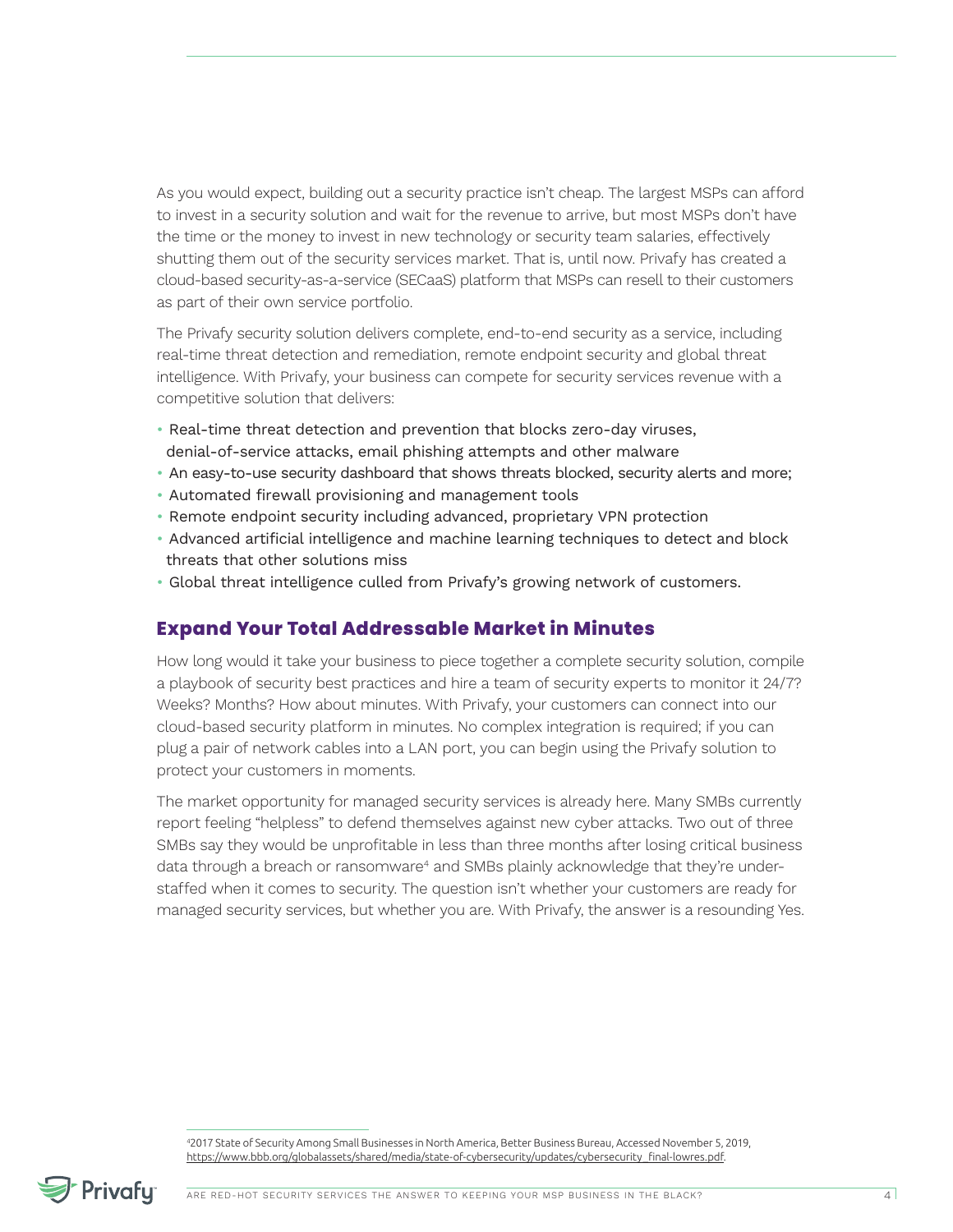As you would expect, building out a security practice isn't cheap. The largest MSPs can afford to invest in a security solution and wait for the revenue to arrive, but most MSPs don't have the time or the money to invest in new technology or security team salaries, effectively shutting them out of the security services market. That is, until now. Privafy has created a cloud-based security-as-a-service (SECaaS) platform that MSPs can resell to their customers as part of their own service portfolio.

The Privafy security solution delivers complete, end-to-end security as a service, including real-time threat detection and remediation, remote endpoint security and global threat intelligence. With Privafy, your business can compete for security services revenue with a competitive solution that delivers:

- Real-time threat detection and prevention that blocks zero-day viruses, denial-of-service attacks, email phishing attempts and other malware
- An easy-to-use security dashboard that shows threats blocked, security alerts and more;
- Automated firewall provisioning and management tools
- Remote endpoint security including advanced, proprietary VPN protection
- Advanced artificial intelligence and machine learning techniques to detect and block threats that other solutions miss
- Global threat intelligence culled from Privafy's growing network of customers.

## Expand Your Total Addressable Market in Minutes

How long would it take your business to piece together a complete security solution, compile a playbook of security best practices and hire a team of security experts to monitor it 24/7? Weeks? Months? How about minutes. With Privafy, your customers can connect into our cloud-based security platform in minutes. No complex integration is required; if you can plug a pair of network cables into a LAN port, you can begin using the Privafy solution to protect your customers in moments.

The market opportunity for managed security services is already here. Many SMBs currently report feeling "helpless" to defend themselves against new cyber attacks. Two out of three SMBs say they would be unprofitable in less than three months after losing critical business data through a breach or ransomware[4] and SMBs plainly acknowledge that they're under-staffed when it comes to security. The question isn't whether your customers are ready for managed security services, but whether you are. With Privafy, the answer is a resounding Yes.

[4] 2017 State of Security Among Small Businesses in North America, Better Business Bureau, Accessed November 5, 2019, https://www.bbb.org/globalassets/shared/media/state-of-cybersecurity/updates/cybersecurity_final-lowres.pdf.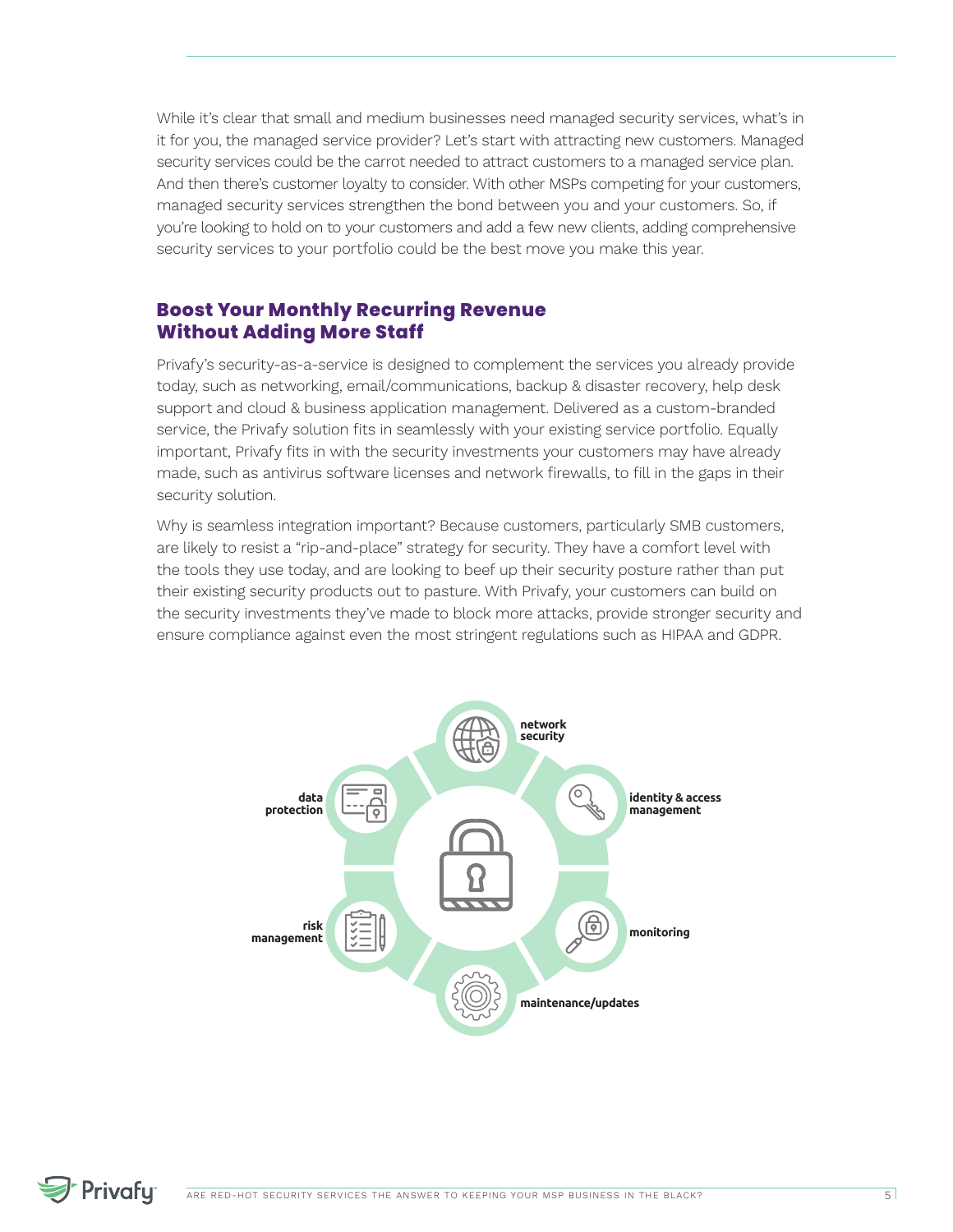While it's clear that small and medium businesses need managed security services, what's in it for you, the managed service provider? Let's start with attracting new customers. Managed security services could be the carrot needed to attract customers to a managed service plan. And then there's customer loyalty to consider. With other MSPs competing for your customers, managed security services strengthen the bond between you and your customers. So, if you're looking to hold on to your customers and add a few new clients, adding comprehensive security services to your portfolio could be the best move you make this year.

## Boost Your Monthly Recurring Revenue Without Adding More Staff

Privafy's security-as-a-service is designed to complement the services you already provide today, such as networking, email/communications, backup & disaster recovery, help desk support and cloud & business application management. Delivered as a custom-branded service, the Privafy solution fits in seamlessly with your existing service portfolio. Equally important, Privafy fits in with the security investments your customers may have already made, such as antivirus software licenses and network firewalls, to fill in the gaps in their security solution.

Why is seamless integration important? Because customers, particularly SMB customers, are likely to resist a "rip-and-place" strategy for security. They have a comfort level with the tools they use today, and are looking to beef up their security posture rather than put their existing security products out to pasture. With Privafy, your customers can build on the security investments they've made to block more attacks, provide stronger security and ensure compliance against even the most stringent regulations such as HIPAA and GDPR.

- network security
- identity & access management
- monitoring
- maintenance/updates
- risk management
- data protection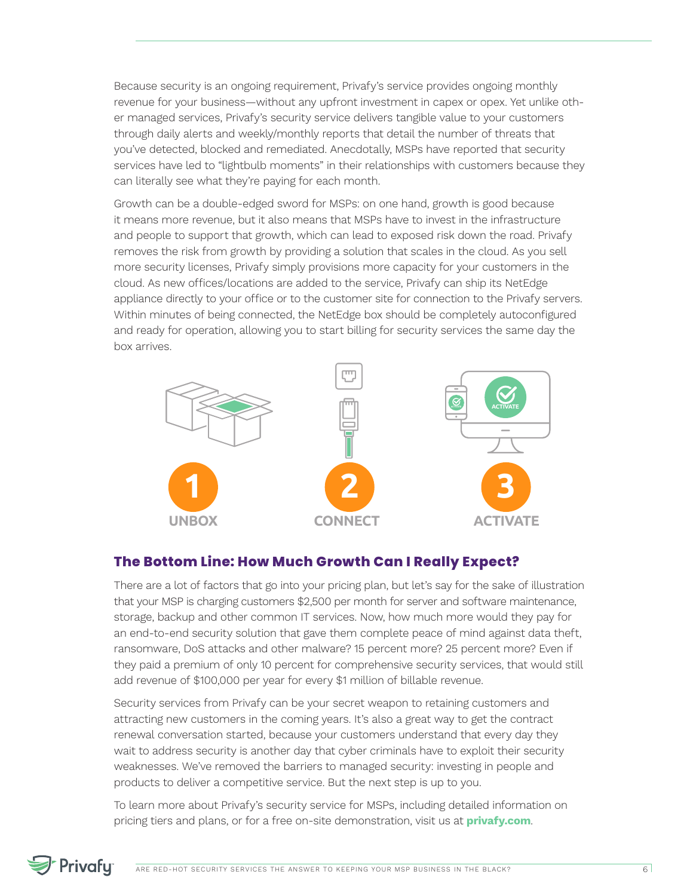Because security is an ongoing requirement, Privafy's service provides ongoing monthly revenue for your business—without any upfront investment in capex or opex. Yet unlike other managed services, Privafy's security service delivers tangible value to your customers through daily alerts and weekly/monthly reports that detail the number of threats that you've detected, blocked and remediated. Anecdotally, MSPs have reported that security services have led to "lightbulb moments" in their relationships with customers because they can literally see what they're paying for each month.

Growth can be a double-edged sword for MSPs: on one hand, growth is good because it means more revenue, but it also means that MSPs have to invest in the infrastructure and people to support that growth, which can lead to exposed risk down the road. Privafy removes the risk from growth by providing a solution that scales in the cloud. As you sell more security licenses, Privafy simply provisions more capacity for your customers in the cloud. As new offices/locations are added to the service, Privafy can ship its NetEdge appliance directly to your office or to the customer site for connection to the Privafy servers. Within minutes of being connected, the NetEdge box should be completely autoconfigured and ready for operation, allowing you to start billing for security services the same day the box arrives.

1 UNBOX

2 CONNECT

3 ACTIVATE

## The Bottom Line: How Much Growth Can I Really Expect?

There are a lot of factors that go into your pricing plan, but let's say for the sake of illustration that your MSP is charging customers $2,500 per month for server and software maintenance, storage, backup and other common IT services. Now, how much more would they pay for an end-to-end security solution that gave them complete peace of mind against data theft, ransomware, DoS attacks and other malware? 15 percent more? 25 percent more? Even if they paid a premium of only 10 percent for comprehensive security services, that would still add revenue of $100,000 per year for every $1 million of billable revenue.

Security services from Privafy can be your secret weapon to retaining customers and attracting new customers in the coming years. It's also a great way to get the contract renewal conversation started, because your customers understand that every day they wait to address security is another day that cyber criminals have to exploit their security weaknesses. We've removed the barriers to managed security: investing in people and products to deliver a competitive service. But the next step is up to you.

To learn more about Privafy's security service for MSPs, including detailed information on pricing tiers and plans, or for a free on-site demonstration, visit us at **privafy.com**.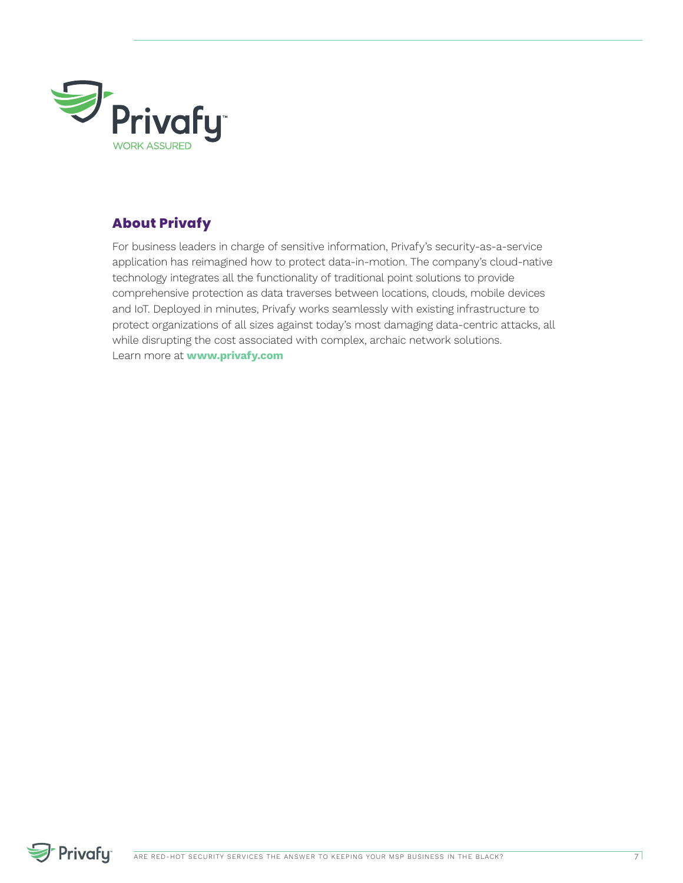## About Privafy

For business leaders in charge of sensitive information, Privafy's security-as-a-service application has reimagined how to protect data-in-motion. The company's cloud-native technology integrates all the functionality of traditional point solutions to provide comprehensive protection as data traverses between locations, clouds, mobile devices and IoT. Deployed in minutes, Privafy works seamlessly with existing infrastructure to protect organizations of all sizes against today's most damaging data-centric attacks, all while disrupting the cost associated with complex, archaic network solutions. Learn more at **www.privafy.com**